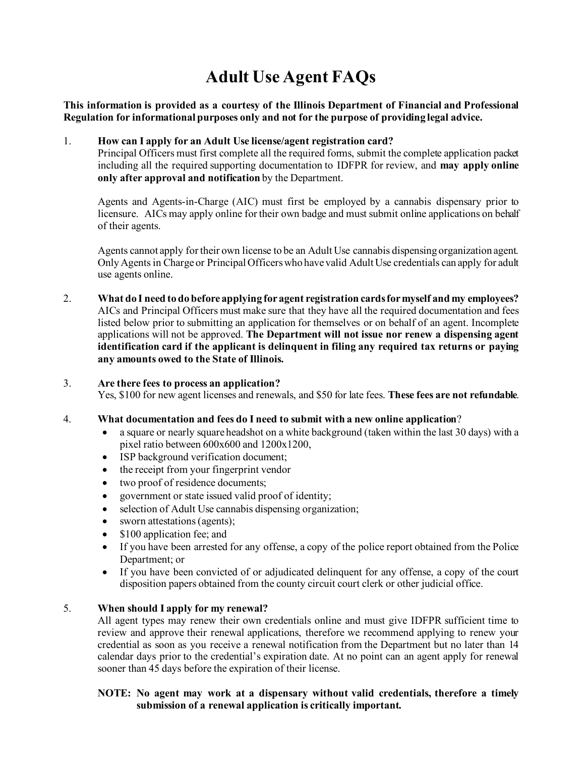# Adult Use Agent FAQs

**This information is provided as a courtesy of the Illinois Department of Financial and Professional Regulation for informational purposes only and not for the purpose of providing legal advice.**

1. **How can I apply for an Adult Use license/agent registration card?**
   Principal Officers must first complete all the required forms, submit the complete application packet including all the required supporting documentation to IDFPR for review, and **may apply online only after approval and notification** by the Department.

   Agents and Agents-in-Charge (AIC) must first be employed by a cannabis dispensary prior to licensure. AICs may apply online for their own badge and must submit online applications on behalf of their agents.

   Agents cannot apply for their own license to be an Adult Use cannabis dispensing organization agent. Only Agents in Charge or Principal Officers who have valid Adult Use credentials can apply for adult use agents online.

2. **What do I need to do before applying for agent registration cards for myself and my employees?**
   AICs and Principal Officers must make sure that they have all the required documentation and fees listed below prior to submitting an application for themselves or on behalf of an agent. Incomplete applications will not be approved. **The Department will not issue nor renew a dispensing agent identification card if the applicant is delinquent in filing any required tax returns or paying any amounts owed to the State of Illinois.**

3. **Are there fees to process an application?**
   Yes, $100 for new agent licenses and renewals, and $50 for late fees. **These fees are not refundable**.

4. **What documentation and fees do I need to submit with a new online application**?
   - a square or nearly square headshot on a white background (taken within the last 30 days) with a pixel ratio between 600x600 and 1200x1200,
   - ISP background verification document;
   - the receipt from your fingerprint vendor
   - two proof of residence documents;
   - government or state issued valid proof of identity;
   - selection of Adult Use cannabis dispensing organization;
   - sworn attestations (agents);
   - $100 application fee; and
   - If you have been arrested for any offense, a copy of the police report obtained from the Police Department; or
   - If you have been convicted of or adjudicated delinquent for any offense, a copy of the court disposition papers obtained from the county circuit court clerk or other judicial office.

5. **When should I apply for my renewal?**
   All agent types may renew their own credentials online and must give IDFPR sufficient time to review and approve their renewal applications, therefore we recommend applying to renew your credential as soon as you receive a renewal notification from the Department but no later than 14 calendar days prior to the credential's expiration date. At no point can an agent apply for renewal sooner than 45 days before the expiration of their license.

   **NOTE: No agent may work at a dispensary without valid credentials, therefore a timely submission of a renewal application is critically important.**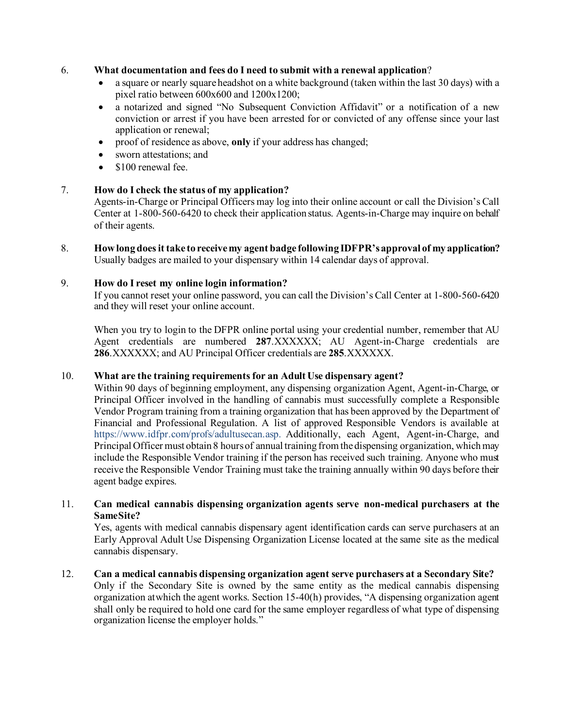6. **What documentation and fees do I need to submit with a renewal application**?
   - a square or nearly square headshot on a white background (taken within the last 30 days) with a pixel ratio between 600x600 and 1200x1200;
   - a notarized and signed "No Subsequent Conviction Affidavit" or a notification of a new conviction or arrest if you have been arrested for or convicted of any offense since your last application or renewal;
   - proof of residence as above, **only** if your address has changed;
   - sworn attestations; and
   - $100 renewal fee.

7. **How do I check the status of my application?**
   Agents-in-Charge or Principal Officers may log into their online account or call the Division's Call Center at 1-800-560-6420 to check their application status. Agents-in-Charge may inquire on behalf of their agents.

8. **How long does it take to receive my agent badge following IDFPR's approval of my application?**
   Usually badges are mailed to your dispensary within 14 calendar days of approval.

9. **How do I reset my online login information?**
   If you cannot reset your online password, you can call the Division's Call Center at 1-800-560-6420 and they will reset your online account.

   When you try to login to the DFPR online portal using your credential number, remember that AU Agent credentials are numbered **287**.XXXXXX; AU Agent-in-Charge credentials are **286**.XXXXXX; and AU Principal Officer credentials are **285**.XXXXXX.

10. **What are the training requirements for an Adult Use dispensary agent?**
    Within 90 days of beginning employment, any dispensing organization Agent, Agent-in-Charge, or Principal Officer involved in the handling of cannabis must successfully complete a Responsible Vendor Program training from a training organization that has been approved by the Department of Financial and Professional Regulation. A list of approved Responsible Vendors is available at https://www.idfpr.com/profs/adultusecan.asp. Additionally, each Agent, Agent-in-Charge, and Principal Officer must obtain 8 hours of annual training from the dispensing organization, which may include the Responsible Vendor training if the person has received such training. Anyone who must receive the Responsible Vendor Training must take the training annually within 90 days before their agent badge expires.

11. **Can medical cannabis dispensing organization agents serve non-medical purchasers at the SameSite?**
    Yes, agents with medical cannabis dispensary agent identification cards can serve purchasers at an Early Approval Adult Use Dispensing Organization License located at the same site as the medical cannabis dispensary.

12. **Can a medical cannabis dispensing organization agent serve purchasers at a Secondary Site?**
    Only if the Secondary Site is owned by the same entity as the medical cannabis dispensing organization atwhich the agent works. Section 15-40(h) provides, "A dispensing organization agent shall only be required to hold one card for the same employer regardless of what type of dispensing organization license the employer holds."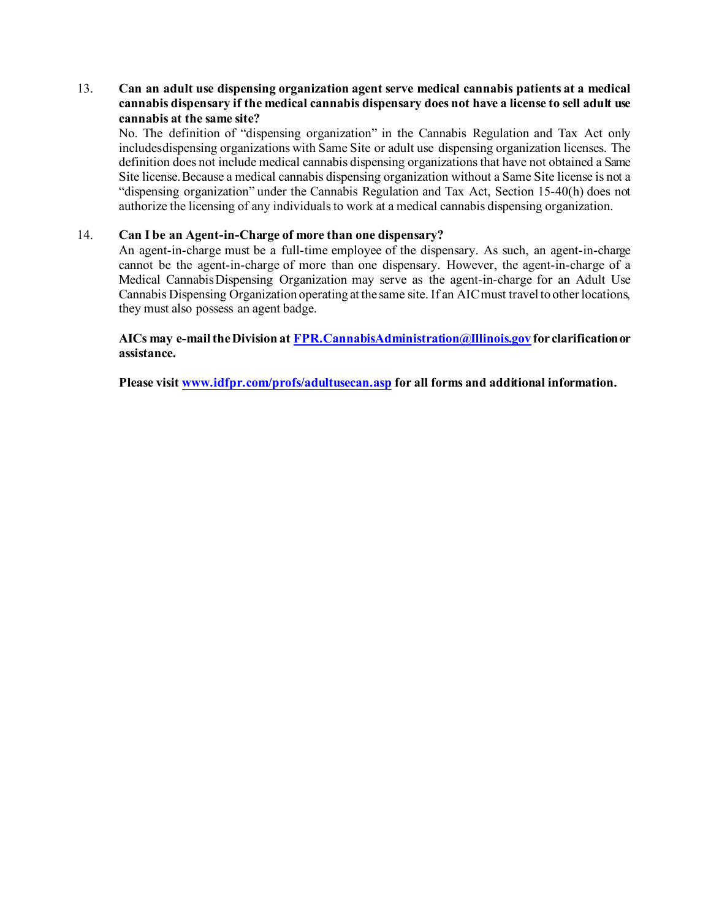13. **Can an adult use dispensing organization agent serve medical cannabis patients at a medical cannabis dispensary if the medical cannabis dispensary does not have a license to sell adult use cannabis at the same site?**

    No. The definition of "dispensing organization" in the Cannabis Regulation and Tax Act only includes dispensing organizations with Same Site or adult use dispensing organization licenses. The definition does not include medical cannabis dispensing organizations that have not obtained a Same Site license. Because a medical cannabis dispensing organization without a Same Site license is not a "dispensing organization" under the Cannabis Regulation and Tax Act, Section 15-40(h) does not authorize the licensing of any individuals to work at a medical cannabis dispensing organization.

14. **Can I be an Agent-in-Charge of more than one dispensary?**

    An agent-in-charge must be a full-time employee of the dispensary. As such, an agent-in-charge cannot be the agent-in-charge of more than one dispensary. However, the agent-in-charge of a Medical Cannabis Dispensing Organization may serve as the agent-in-charge for an Adult Use Cannabis Dispensing Organization operating at the same site. If an AIC must travel to other locations, they must also possess an agent badge.

    **AICs may e-mail the Division at FPR.CannabisAdministration@Illinois.gov for clarification or assistance.**

    **Please visit www.idfpr.com/profs/adultusecan.asp for all forms and additional information.**